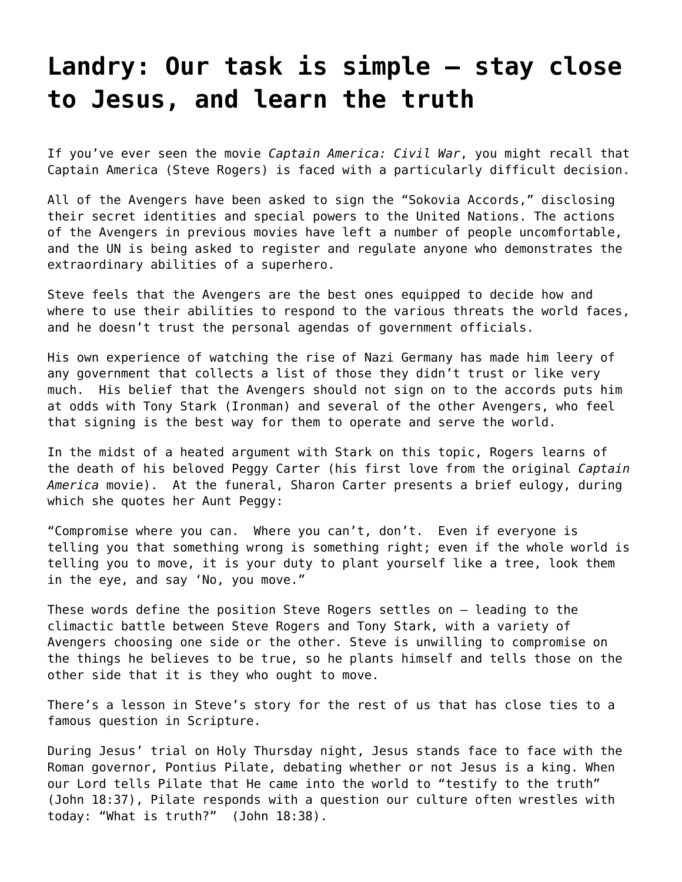# Landry: Our task is simple – stay close to Jesus, and learn the truth

If you've ever seen the movie *Captain America: Civil War*, you might recall that Captain America (Steve Rogers) is faced with a particularly difficult decision.

All of the Avengers have been asked to sign the "Sokovia Accords," disclosing their secret identities and special powers to the United Nations. The actions of the Avengers in previous movies have left a number of people uncomfortable, and the UN is being asked to register and regulate anyone who demonstrates the extraordinary abilities of a superhero.

Steve feels that the Avengers are the best ones equipped to decide how and where to use their abilities to respond to the various threats the world faces, and he doesn't trust the personal agendas of government officials.

His own experience of watching the rise of Nazi Germany has made him leery of any government that collects a list of those they didn't trust or like very much. His belief that the Avengers should not sign on to the accords puts him at odds with Tony Stark (Ironman) and several of the other Avengers, who feel that signing is the best way for them to operate and serve the world.

In the midst of a heated argument with Stark on this topic, Rogers learns of the death of his beloved Peggy Carter (his first love from the original *Captain America* movie). At the funeral, Sharon Carter presents a brief eulogy, during which she quotes her Aunt Peggy:

"Compromise where you can. Where you can't, don't. Even if everyone is telling you that something wrong is something right; even if the whole world is telling you to move, it is your duty to plant yourself like a tree, look them in the eye, and say 'No, you move."

These words define the position Steve Rogers settles on – leading to the climactic battle between Steve Rogers and Tony Stark, with a variety of Avengers choosing one side or the other. Steve is unwilling to compromise on the things he believes to be true, so he plants himself and tells those on the other side that it is they who ought to move.

There's a lesson in Steve's story for the rest of us that has close ties to a famous question in Scripture.

During Jesus' trial on Holy Thursday night, Jesus stands face to face with the Roman governor, Pontius Pilate, debating whether or not Jesus is a king. When our Lord tells Pilate that He came into the world to "testify to the truth" (John 18:37), Pilate responds with a question our culture often wrestles with today: "What is truth?" (John 18:38).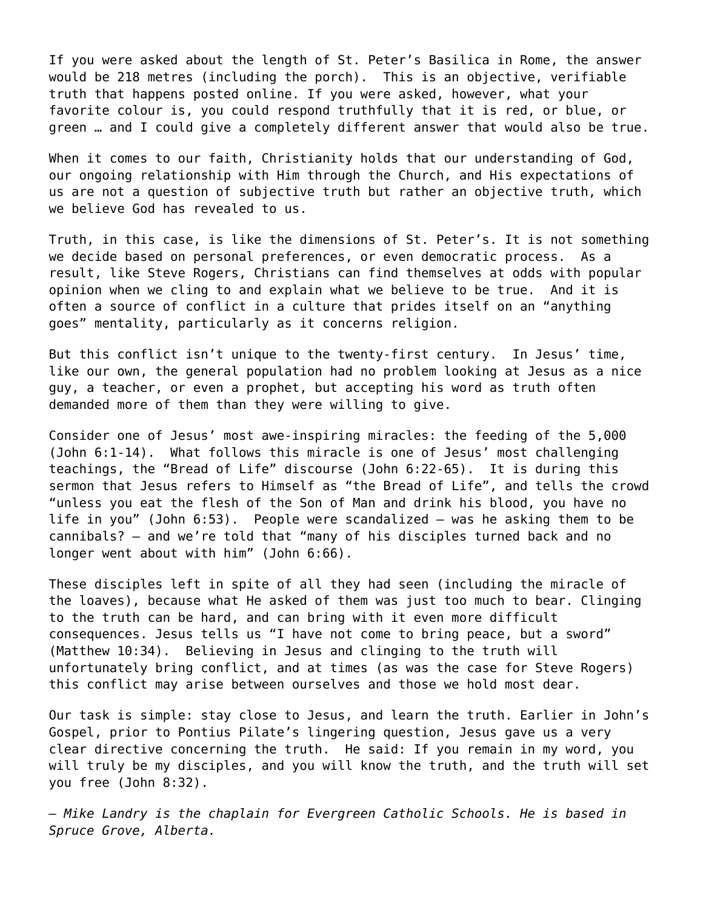If you were asked about the length of St. Peter's Basilica in Rome, the answer would be 218 metres (including the porch). This is an objective, verifiable truth that happens posted online. If you were asked, however, what your favorite colour is, you could respond truthfully that it is red, or blue, or green … and I could give a completely different answer that would also be true.

When it comes to our faith, Christianity holds that our understanding of God, our ongoing relationship with Him through the Church, and His expectations of us are not a question of subjective truth but rather an objective truth, which we believe God has revealed to us.

Truth, in this case, is like the dimensions of St. Peter's. It is not something we decide based on personal preferences, or even democratic process. As a result, like Steve Rogers, Christians can find themselves at odds with popular opinion when we cling to and explain what we believe to be true. And it is often a source of conflict in a culture that prides itself on an "anything goes" mentality, particularly as it concerns religion.

But this conflict isn't unique to the twenty-first century. In Jesus' time, like our own, the general population had no problem looking at Jesus as a nice guy, a teacher, or even a prophet, but accepting his word as truth often demanded more of them than they were willing to give.

Consider one of Jesus' most awe-inspiring miracles: the feeding of the 5,000 (John 6:1-14). What follows this miracle is one of Jesus' most challenging teachings, the "Bread of Life" discourse (John 6:22-65). It is during this sermon that Jesus refers to Himself as "the Bread of Life", and tells the crowd "unless you eat the flesh of the Son of Man and drink his blood, you have no life in you" (John 6:53). People were scandalized – was he asking them to be cannibals? – and we're told that "many of his disciples turned back and no longer went about with him" (John 6:66).

These disciples left in spite of all they had seen (including the miracle of the loaves), because what He asked of them was just too much to bear. Clinging to the truth can be hard, and can bring with it even more difficult consequences. Jesus tells us "I have not come to bring peace, but a sword" (Matthew 10:34). Believing in Jesus and clinging to the truth will unfortunately bring conflict, and at times (as was the case for Steve Rogers) this conflict may arise between ourselves and those we hold most dear.

Our task is simple: stay close to Jesus, and learn the truth. Earlier in John's Gospel, prior to Pontius Pilate's lingering question, Jesus gave us a very clear directive concerning the truth. He said: If you remain in my word, you will truly be my disciples, and you will know the truth, and the truth will set you free (John 8:32).

*– Mike Landry is the chaplain for Evergreen Catholic Schools. He is based in Spruce Grove, Alberta.*